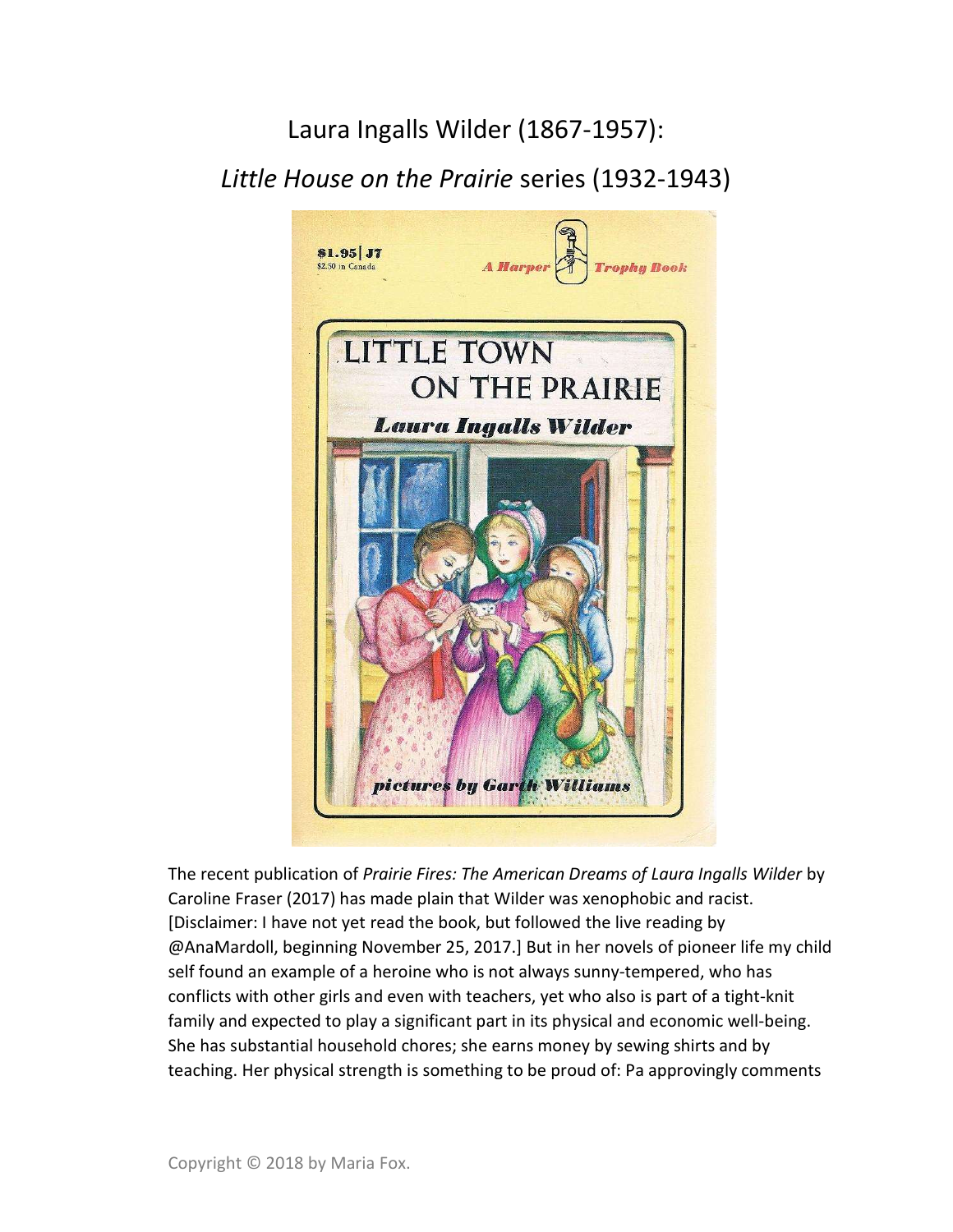# Laura Ingalls Wilder (1867-1957):

## *Little House on the Prairie* series (1932-1943)

The recent publication of *Prairie Fires: The American Dreams of Laura Ingalls Wilder* by Caroline Fraser (2017) has made plain that Wilder was xenophobic and racist. [Disclaimer: I have not yet read the book, but followed the live reading by @AnaMardoll, beginning November 25, 2017.] But in her novels of pioneer life my child self found an example of a heroine who is not always sunny-tempered, who has conflicts with other girls and even with teachers, yet who also is part of a tight-knit family and expected to play a significant part in its physical and economic well-being. She has substantial household chores; she earns money by sewing shirts and by teaching. Her physical strength is something to be proud of: Pa approvingly comments

Copyright © 2018 by Maria Fox.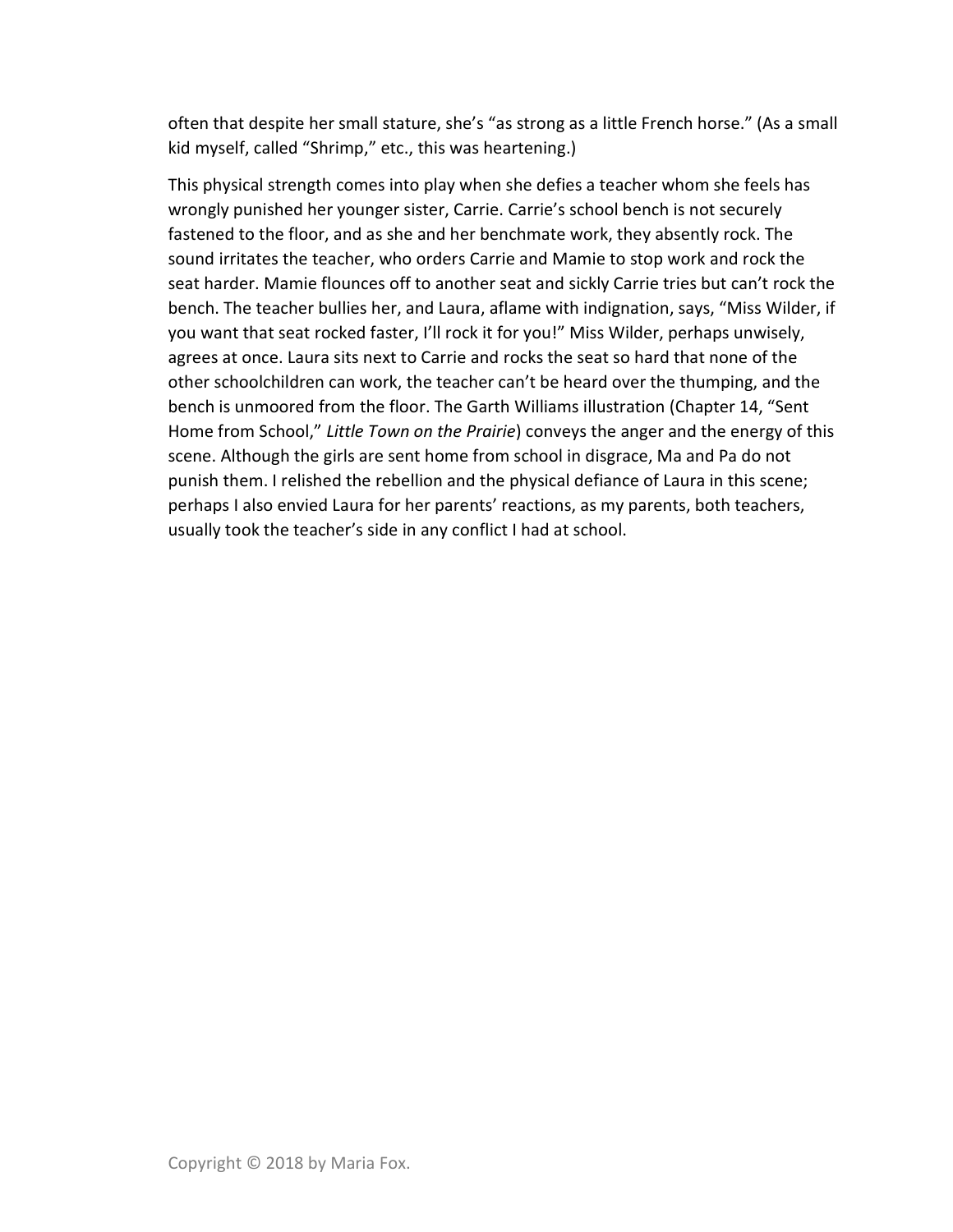often that despite her small stature, she's "as strong as a little French horse." (As a small kid myself, called "Shrimp," etc., this was heartening.)

This physical strength comes into play when she defies a teacher whom she feels has wrongly punished her younger sister, Carrie. Carrie's school bench is not securely fastened to the floor, and as she and her benchmate work, they absently rock. The sound irritates the teacher, who orders Carrie and Mamie to stop work and rock the seat harder. Mamie flounces off to another seat and sickly Carrie tries but can't rock the bench. The teacher bullies her, and Laura, aflame with indignation, says, "Miss Wilder, if you want that seat rocked faster, I'll rock it for you!" Miss Wilder, perhaps unwisely, agrees at once. Laura sits next to Carrie and rocks the seat so hard that none of the other schoolchildren can work, the teacher can't be heard over the thumping, and the bench is unmoored from the floor. The Garth Williams illustration (Chapter 14, "Sent Home from School," *Little Town on the Prairie*) conveys the anger and the energy of this scene. Although the girls are sent home from school in disgrace, Ma and Pa do not punish them. I relished the rebellion and the physical defiance of Laura in this scene; perhaps I also envied Laura for her parents' reactions, as my parents, both teachers, usually took the teacher's side in any conflict I had at school.

Copyright © 2018 by Maria Fox.